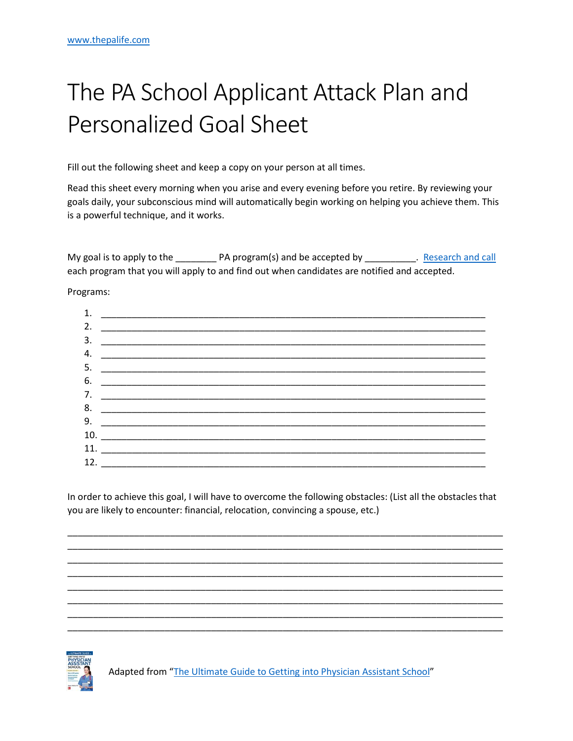www.thepalife.com

# The PA School Applicant Attack Plan and Personalized Goal Sheet

Fill out the following sheet and keep a copy on your person at all times.

Read this sheet every morning when you arise and every evening before you retire. By reviewing your goals daily, your subconscious mind will automatically begin working on helping you achieve them. This is a powerful technique, and it works.

My goal is to apply to the ________ PA program(s) and be accepted by __________. Research and call each program that you will apply to and find out when candidates are notified and accepted.

Programs:

1. ________________________________________________________________________________
2. ________________________________________________________________________________
3. ________________________________________________________________________________
4. ________________________________________________________________________________
5. ________________________________________________________________________________
6. ________________________________________________________________________________
7. ________________________________________________________________________________
8. ________________________________________________________________________________
9. ________________________________________________________________________________
10. ________________________________________________________________________________
11. ________________________________________________________________________________
12. ________________________________________________________________________________

In order to achieve this goal, I will have to overcome the following obstacles: (List all the obstacles that you are likely to encounter: financial, relocation, convincing a spouse, etc.)

____________________________________________________________________________________
____________________________________________________________________________________
____________________________________________________________________________________
____________________________________________________________________________________
____________________________________________________________________________________
____________________________________________________________________________________
____________________________________________________________________________________
____________________________________________________________________________________

Adapted from "The Ultimate Guide to Getting into Physician Assistant School"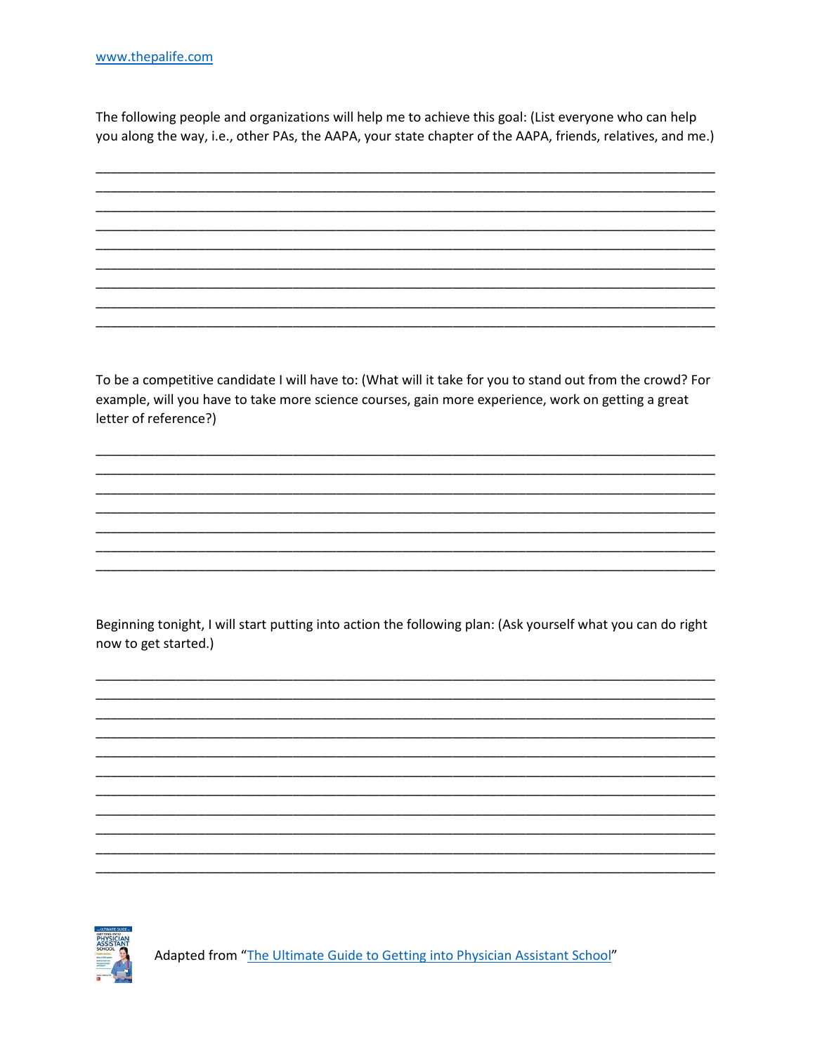www.thepalife.com

The following people and organizations will help me to achieve this goal: (List everyone who can help you along the way, i.e., other PAs, the AAPA, your state chapter of the AAPA, friends, relatives, and me.)

\_\_\_\_\_\_\_\_\_\_\_\_\_\_\_\_\_\_\_\_\_\_\_\_\_\_\_\_\_\_\_\_\_\_\_\_\_\_\_\_\_\_\_\_\_\_\_\_\_\_\_\_\_\_\_\_\_\_\_\_\_\_\_\_\_\_\_\_\_\_\_\_\_\_\_\_

\_\_\_\_\_\_\_\_\_\_\_\_\_\_\_\_\_\_\_\_\_\_\_\_\_\_\_\_\_\_\_\_\_\_\_\_\_\_\_\_\_\_\_\_\_\_\_\_\_\_\_\_\_\_\_\_\_\_\_\_\_\_\_\_\_\_\_\_\_\_\_\_\_\_\_\_

\_\_\_\_\_\_\_\_\_\_\_\_\_\_\_\_\_\_\_\_\_\_\_\_\_\_\_\_\_\_\_\_\_\_\_\_\_\_\_\_\_\_\_\_\_\_\_\_\_\_\_\_\_\_\_\_\_\_\_\_\_\_\_\_\_\_\_\_\_\_\_\_\_\_\_\_

\_\_\_\_\_\_\_\_\_\_\_\_\_\_\_\_\_\_\_\_\_\_\_\_\_\_\_\_\_\_\_\_\_\_\_\_\_\_\_\_\_\_\_\_\_\_\_\_\_\_\_\_\_\_\_\_\_\_\_\_\_\_\_\_\_\_\_\_\_\_\_\_\_\_\_\_

\_\_\_\_\_\_\_\_\_\_\_\_\_\_\_\_\_\_\_\_\_\_\_\_\_\_\_\_\_\_\_\_\_\_\_\_\_\_\_\_\_\_\_\_\_\_\_\_\_\_\_\_\_\_\_\_\_\_\_\_\_\_\_\_\_\_\_\_\_\_\_\_\_\_\_\_

\_\_\_\_\_\_\_\_\_\_\_\_\_\_\_\_\_\_\_\_\_\_\_\_\_\_\_\_\_\_\_\_\_\_\_\_\_\_\_\_\_\_\_\_\_\_\_\_\_\_\_\_\_\_\_\_\_\_\_\_\_\_\_\_\_\_\_\_\_\_\_\_\_\_\_\_

\_\_\_\_\_\_\_\_\_\_\_\_\_\_\_\_\_\_\_\_\_\_\_\_\_\_\_\_\_\_\_\_\_\_\_\_\_\_\_\_\_\_\_\_\_\_\_\_\_\_\_\_\_\_\_\_\_\_\_\_\_\_\_\_\_\_\_\_\_\_\_\_\_\_\_\_

\_\_\_\_\_\_\_\_\_\_\_\_\_\_\_\_\_\_\_\_\_\_\_\_\_\_\_\_\_\_\_\_\_\_\_\_\_\_\_\_\_\_\_\_\_\_\_\_\_\_\_\_\_\_\_\_\_\_\_\_\_\_\_\_\_\_\_\_\_\_\_\_\_\_\_\_

\_\_\_\_\_\_\_\_\_\_\_\_\_\_\_\_\_\_\_\_\_\_\_\_\_\_\_\_\_\_\_\_\_\_\_\_\_\_\_\_\_\_\_\_\_\_\_\_\_\_\_\_\_\_\_\_\_\_\_\_\_\_\_\_\_\_\_\_\_\_\_\_\_\_\_\_

To be a competitive candidate I will have to: (What will it take for you to stand out from the crowd? For example, will you have to take more science courses, gain more experience, work on getting a great letter of reference?)

\_\_\_\_\_\_\_\_\_\_\_\_\_\_\_\_\_\_\_\_\_\_\_\_\_\_\_\_\_\_\_\_\_\_\_\_\_\_\_\_\_\_\_\_\_\_\_\_\_\_\_\_\_\_\_\_\_\_\_\_\_\_\_\_\_\_\_\_\_\_\_\_\_\_\_\_

\_\_\_\_\_\_\_\_\_\_\_\_\_\_\_\_\_\_\_\_\_\_\_\_\_\_\_\_\_\_\_\_\_\_\_\_\_\_\_\_\_\_\_\_\_\_\_\_\_\_\_\_\_\_\_\_\_\_\_\_\_\_\_\_\_\_\_\_\_\_\_\_\_\_\_\_

\_\_\_\_\_\_\_\_\_\_\_\_\_\_\_\_\_\_\_\_\_\_\_\_\_\_\_\_\_\_\_\_\_\_\_\_\_\_\_\_\_\_\_\_\_\_\_\_\_\_\_\_\_\_\_\_\_\_\_\_\_\_\_\_\_\_\_\_\_\_\_\_\_\_\_\_

\_\_\_\_\_\_\_\_\_\_\_\_\_\_\_\_\_\_\_\_\_\_\_\_\_\_\_\_\_\_\_\_\_\_\_\_\_\_\_\_\_\_\_\_\_\_\_\_\_\_\_\_\_\_\_\_\_\_\_\_\_\_\_\_\_\_\_\_\_\_\_\_\_\_\_\_

\_\_\_\_\_\_\_\_\_\_\_\_\_\_\_\_\_\_\_\_\_\_\_\_\_\_\_\_\_\_\_\_\_\_\_\_\_\_\_\_\_\_\_\_\_\_\_\_\_\_\_\_\_\_\_\_\_\_\_\_\_\_\_\_\_\_\_\_\_\_\_\_\_\_\_\_

\_\_\_\_\_\_\_\_\_\_\_\_\_\_\_\_\_\_\_\_\_\_\_\_\_\_\_\_\_\_\_\_\_\_\_\_\_\_\_\_\_\_\_\_\_\_\_\_\_\_\_\_\_\_\_\_\_\_\_\_\_\_\_\_\_\_\_\_\_\_\_\_\_\_\_\_

\_\_\_\_\_\_\_\_\_\_\_\_\_\_\_\_\_\_\_\_\_\_\_\_\_\_\_\_\_\_\_\_\_\_\_\_\_\_\_\_\_\_\_\_\_\_\_\_\_\_\_\_\_\_\_\_\_\_\_\_\_\_\_\_\_\_\_\_\_\_\_\_\_\_\_\_

Beginning tonight, I will start putting into action the following plan: (Ask yourself what you can do right now to get started.)

\_\_\_\_\_\_\_\_\_\_\_\_\_\_\_\_\_\_\_\_\_\_\_\_\_\_\_\_\_\_\_\_\_\_\_\_\_\_\_\_\_\_\_\_\_\_\_\_\_\_\_\_\_\_\_\_\_\_\_\_\_\_\_\_\_\_\_\_\_\_\_\_\_\_\_\_

\_\_\_\_\_\_\_\_\_\_\_\_\_\_\_\_\_\_\_\_\_\_\_\_\_\_\_\_\_\_\_\_\_\_\_\_\_\_\_\_\_\_\_\_\_\_\_\_\_\_\_\_\_\_\_\_\_\_\_\_\_\_\_\_\_\_\_\_\_\_\_\_\_\_\_\_

\_\_\_\_\_\_\_\_\_\_\_\_\_\_\_\_\_\_\_\_\_\_\_\_\_\_\_\_\_\_\_\_\_\_\_\_\_\_\_\_\_\_\_\_\_\_\_\_\_\_\_\_\_\_\_\_\_\_\_\_\_\_\_\_\_\_\_\_\_\_\_\_\_\_\_\_

\_\_\_\_\_\_\_\_\_\_\_\_\_\_\_\_\_\_\_\_\_\_\_\_\_\_\_\_\_\_\_\_\_\_\_\_\_\_\_\_\_\_\_\_\_\_\_\_\_\_\_\_\_\_\_\_\_\_\_\_\_\_\_\_\_\_\_\_\_\_\_\_\_\_\_\_

\_\_\_\_\_\_\_\_\_\_\_\_\_\_\_\_\_\_\_\_\_\_\_\_\_\_\_\_\_\_\_\_\_\_\_\_\_\_\_\_\_\_\_\_\_\_\_\_\_\_\_\_\_\_\_\_\_\_\_\_\_\_\_\_\_\_\_\_\_\_\_\_\_\_\_\_

\_\_\_\_\_\_\_\_\_\_\_\_\_\_\_\_\_\_\_\_\_\_\_\_\_\_\_\_\_\_\_\_\_\_\_\_\_\_\_\_\_\_\_\_\_\_\_\_\_\_\_\_\_\_\_\_\_\_\_\_\_\_\_\_\_\_\_\_\_\_\_\_\_\_\_\_

\_\_\_\_\_\_\_\_\_\_\_\_\_\_\_\_\_\_\_\_\_\_\_\_\_\_\_\_\_\_\_\_\_\_\_\_\_\_\_\_\_\_\_\_\_\_\_\_\_\_\_\_\_\_\_\_\_\_\_\_\_\_\_\_\_\_\_\_\_\_\_\_\_\_\_\_

\_\_\_\_\_\_\_\_\_\_\_\_\_\_\_\_\_\_\_\_\_\_\_\_\_\_\_\_\_\_\_\_\_\_\_\_\_\_\_\_\_\_\_\_\_\_\_\_\_\_\_\_\_\_\_\_\_\_\_\_\_\_\_\_\_\_\_\_\_\_\_\_\_\_\_\_

\_\_\_\_\_\_\_\_\_\_\_\_\_\_\_\_\_\_\_\_\_\_\_\_\_\_\_\_\_\_\_\_\_\_\_\_\_\_\_\_\_\_\_\_\_\_\_\_\_\_\_\_\_\_\_\_\_\_\_\_\_\_\_\_\_\_\_\_\_\_\_\_\_\_\_\_

\_\_\_\_\_\_\_\_\_\_\_\_\_\_\_\_\_\_\_\_\_\_\_\_\_\_\_\_\_\_\_\_\_\_\_\_\_\_\_\_\_\_\_\_\_\_\_\_\_\_\_\_\_\_\_\_\_\_\_\_\_\_\_\_\_\_\_\_\_\_\_\_\_\_\_\_

\_\_\_\_\_\_\_\_\_\_\_\_\_\_\_\_\_\_\_\_\_\_\_\_\_\_\_\_\_\_\_\_\_\_\_\_\_\_\_\_\_\_\_\_\_\_\_\_\_\_\_\_\_\_\_\_\_\_\_\_\_\_\_\_\_\_\_\_\_\_\_\_\_\_\_\_

Adapted from "The Ultimate Guide to Getting into Physician Assistant School"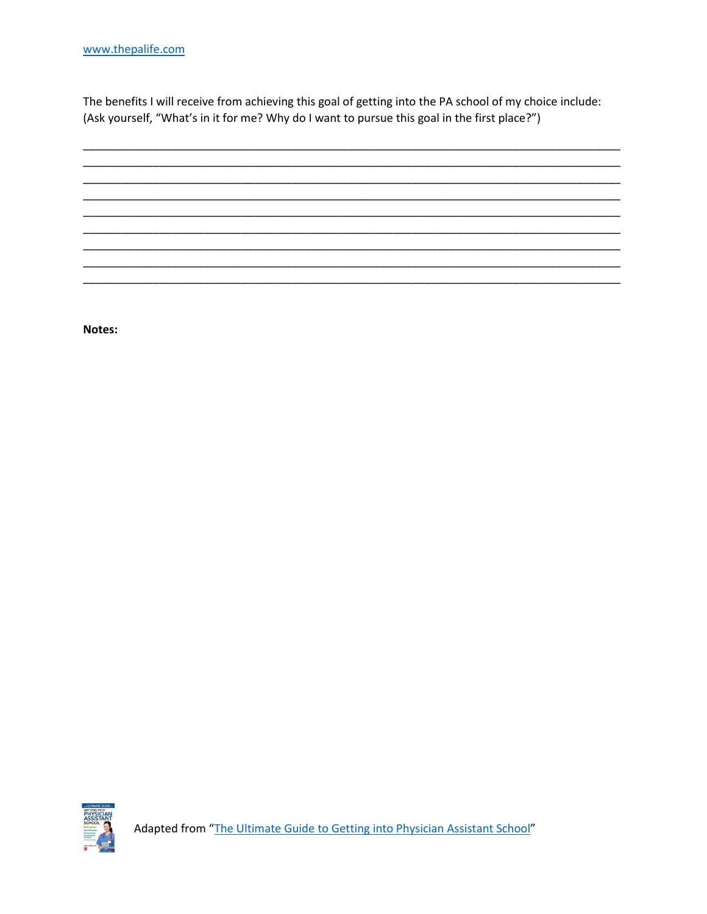www.thepalife.com

The benefits I will receive from achieving this goal of getting into the PA school of my choice include: (Ask yourself, "What's in it for me? Why do I want to pursue this goal in the first place?")

______________________________________________________________________________
______________________________________________________________________________
______________________________________________________________________________
______________________________________________________________________________
______________________________________________________________________________
______________________________________________________________________________
______________________________________________________________________________
______________________________________________________________________________
______________________________________________________________________________

**Notes:**

Adapted from "The Ultimate Guide to Getting into Physician Assistant School"